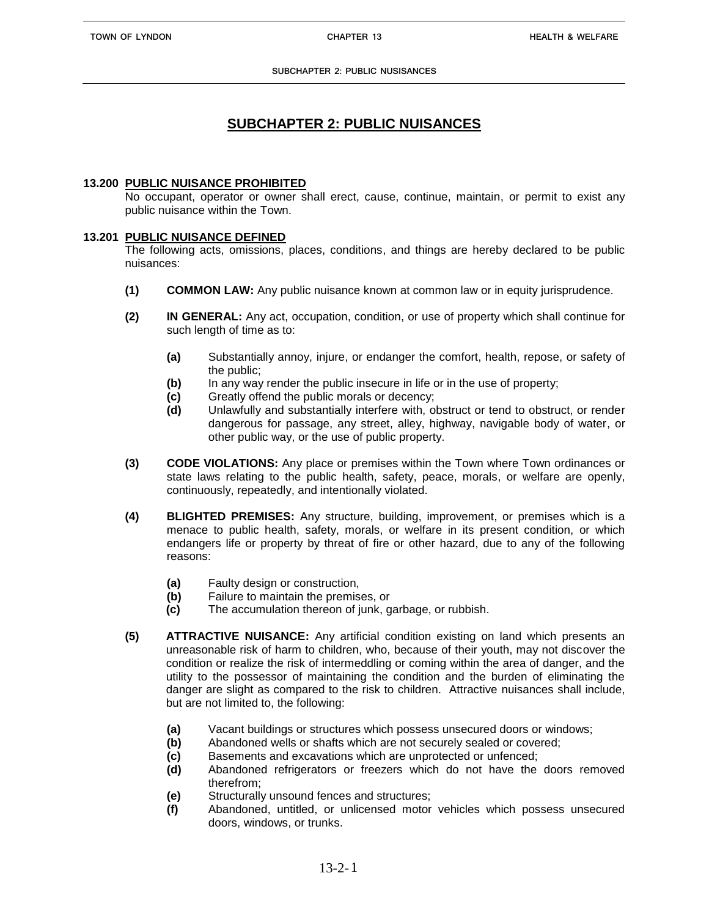# SUBCHAPTER 2: PUBLIC NUISANCES

## 13.200 PUBLIC NUISANCE PROHIBITED

No occupant, operator or owner shall erect, cause, continue, maintain, or permit to exist any public nuisance within the Town.

## 13.201 PUBLIC NUISANCE DEFINED

The following acts, omissions, places, conditions, and things are hereby declared to be public nuisances:

**(1) COMMON LAW:** Any public nuisance known at common law or in equity jurisprudence.

**(2) IN GENERAL:** Any act, occupation, condition, or use of property which shall continue for such length of time as to:

- **(a)** Substantially annoy, injure, or endanger the comfort, health, repose, or safety of the public;
- **(b)** In any way render the public insecure in life or in the use of property;
- **(c)** Greatly offend the public morals or decency;
- **(d)** Unlawfully and substantially interfere with, obstruct or tend to obstruct, or render dangerous for passage, any street, alley, highway, navigable body of water, or other public way, or the use of public property.

**(3) CODE VIOLATIONS:** Any place or premises within the Town where Town ordinances or state laws relating to the public health, safety, peace, morals, or welfare are openly, continuously, repeatedly, and intentionally violated.

**(4) BLIGHTED PREMISES:** Any structure, building, improvement, or premises which is a menace to public health, safety, morals, or welfare in its present condition, or which endangers life or property by threat of fire or other hazard, due to any of the following reasons:

- **(a)** Faulty design or construction,
- **(b)** Failure to maintain the premises, or
- **(c)** The accumulation thereon of junk, garbage, or rubbish.

**(5) ATTRACTIVE NUISANCE:** Any artificial condition existing on land which presents an unreasonable risk of harm to children, who, because of their youth, may not discover the condition or realize the risk of intermeddling or coming within the area of danger, and the utility to the possessor of maintaining the condition and the burden of eliminating the danger are slight as compared to the risk to children. Attractive nuisances shall include, but are not limited to, the following:

- **(a)** Vacant buildings or structures which possess unsecured doors or windows;
- **(b)** Abandoned wells or shafts which are not securely sealed or covered;
- **(c)** Basements and excavations which are unprotected or unfenced;
- **(d)** Abandoned refrigerators or freezers which do not have the doors removed therefrom;
- **(e)** Structurally unsound fences and structures;
- **(f)** Abandoned, untitled, or unlicensed motor vehicles which possess unsecured doors, windows, or trunks.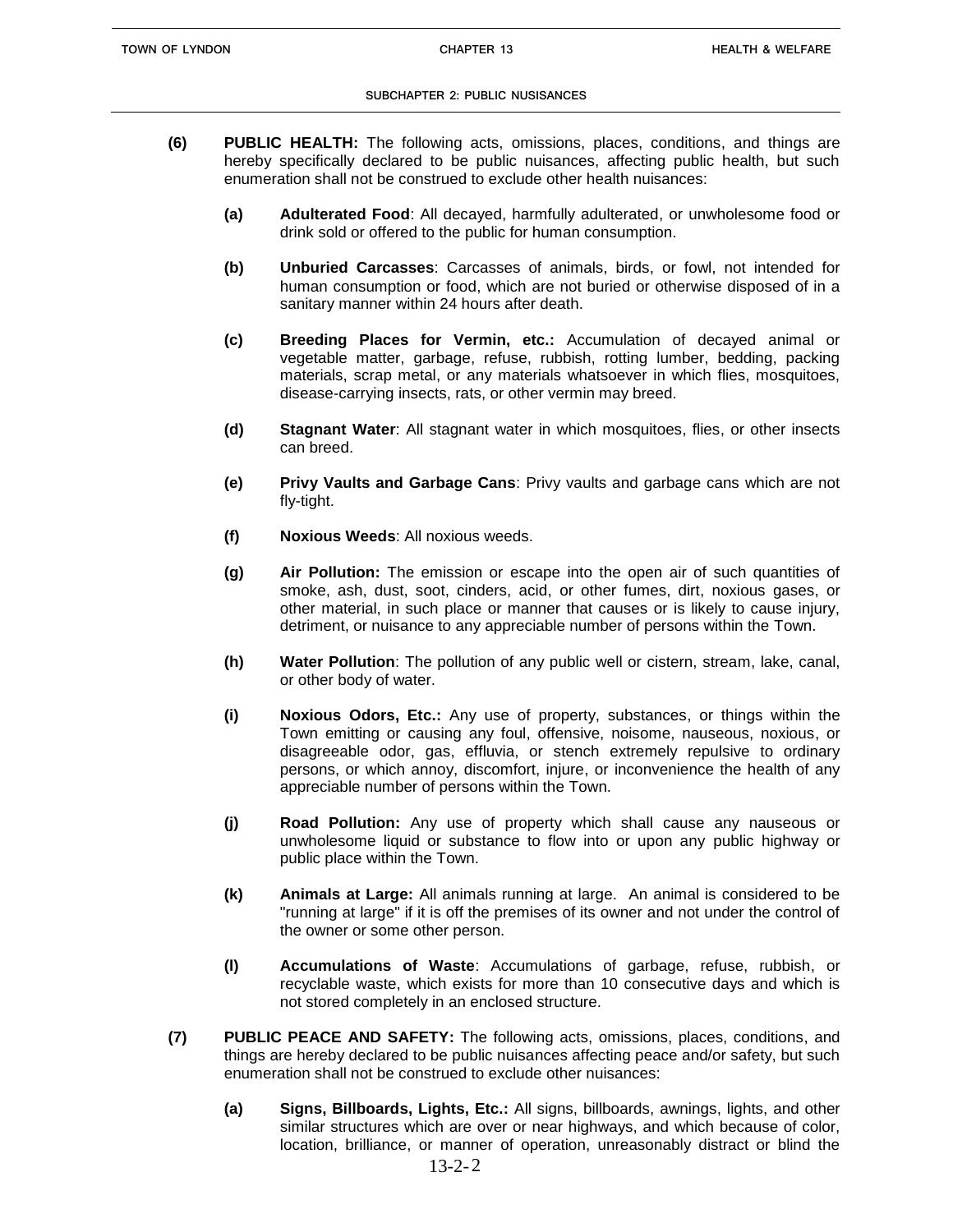**(6)** **PUBLIC HEALTH:** The following acts, omissions, places, conditions, and things are hereby specifically declared to be public nuisances, affecting public health, but such enumeration shall not be construed to exclude other health nuisances:

**(a)** **Adulterated Food**: All decayed, harmfully adulterated, or unwholesome food or drink sold or offered to the public for human consumption.

**(b)** **Unburied Carcasses**: Carcasses of animals, birds, or fowl, not intended for human consumption or food, which are not buried or otherwise disposed of in a sanitary manner within 24 hours after death.

**(c)** **Breeding Places for Vermin, etc.:** Accumulation of decayed animal or vegetable matter, garbage, refuse, rubbish, rotting lumber, bedding, packing materials, scrap metal, or any materials whatsoever in which flies, mosquitoes, disease-carrying insects, rats, or other vermin may breed.

**(d)** **Stagnant Water**: All stagnant water in which mosquitoes, flies, or other insects can breed.

**(e)** **Privy Vaults and Garbage Cans**: Privy vaults and garbage cans which are not fly-tight.

**(f)** **Noxious Weeds**: All noxious weeds.

**(g)** **Air Pollution:** The emission or escape into the open air of such quantities of smoke, ash, dust, soot, cinders, acid, or other fumes, dirt, noxious gases, or other material, in such place or manner that causes or is likely to cause injury, detriment, or nuisance to any appreciable number of persons within the Town.

**(h)** **Water Pollution**: The pollution of any public well or cistern, stream, lake, canal, or other body of water.

**(i)** **Noxious Odors, Etc.:** Any use of property, substances, or things within the Town emitting or causing any foul, offensive, noisome, nauseous, noxious, or disagreeable odor, gas, effluvia, or stench extremely repulsive to ordinary persons, or which annoy, discomfort, injure, or inconvenience the health of any appreciable number of persons within the Town.

**(j)** **Road Pollution:** Any use of property which shall cause any nauseous or unwholesome liquid or substance to flow into or upon any public highway or public place within the Town.

**(k)** **Animals at Large:** All animals running at large. An animal is considered to be "running at large" if it is off the premises of its owner and not under the control of the owner or some other person.

**(l)** **Accumulations of Waste**: Accumulations of garbage, refuse, rubbish, or recyclable waste, which exists for more than 10 consecutive days and which is not stored completely in an enclosed structure.

**(7)** **PUBLIC PEACE AND SAFETY:** The following acts, omissions, places, conditions, and things are hereby declared to be public nuisances affecting peace and/or safety, but such enumeration shall not be construed to exclude other nuisances:

**(a)** **Signs, Billboards, Lights, Etc.:** All signs, billboards, awnings, lights, and other similar structures which are over or near highways, and which because of color, location, brilliance, or manner of operation, unreasonably distract or blind the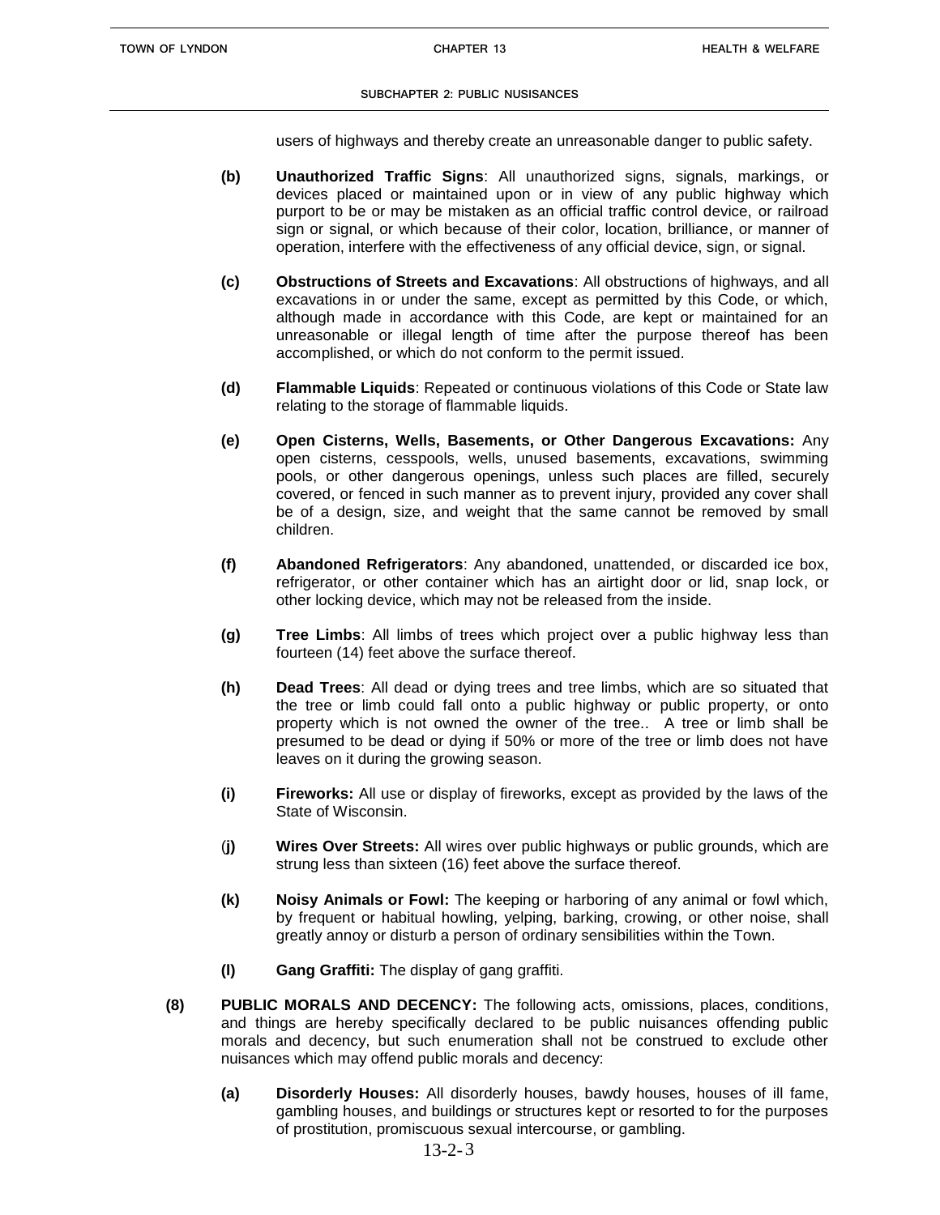users of highways and thereby create an unreasonable danger to public safety.

**(b)** **Unauthorized Traffic Signs**: All unauthorized signs, signals, markings, or devices placed or maintained upon or in view of any public highway which purport to be or may be mistaken as an official traffic control device, or railroad sign or signal, or which because of their color, location, brilliance, or manner of operation, interfere with the effectiveness of any official device, sign, or signal.

**(c)** **Obstructions of Streets and Excavations**: All obstructions of highways, and all excavations in or under the same, except as permitted by this Code, or which, although made in accordance with this Code, are kept or maintained for an unreasonable or illegal length of time after the purpose thereof has been accomplished, or which do not conform to the permit issued.

**(d)** **Flammable Liquids**: Repeated or continuous violations of this Code or State law relating to the storage of flammable liquids.

**(e)** **Open Cisterns, Wells, Basements, or Other Dangerous Excavations:** Any open cisterns, cesspools, wells, unused basements, excavations, swimming pools, or other dangerous openings, unless such places are filled, securely covered, or fenced in such manner as to prevent injury, provided any cover shall be of a design, size, and weight that the same cannot be removed by small children.

**(f)** **Abandoned Refrigerators**: Any abandoned, unattended, or discarded ice box, refrigerator, or other container which has an airtight door or lid, snap lock, or other locking device, which may not be released from the inside.

**(g)** **Tree Limbs**: All limbs of trees which project over a public highway less than fourteen (14) feet above the surface thereof.

**(h)** **Dead Trees**: All dead or dying trees and tree limbs, which are so situated that the tree or limb could fall onto a public highway or public property, or onto property which is not owned the owner of the tree.. A tree or limb shall be presumed to be dead or dying if 50% or more of the tree or limb does not have leaves on it during the growing season.

**(i)** **Fireworks:** All use or display of fireworks, except as provided by the laws of the State of Wisconsin.

(**j)** **Wires Over Streets:** All wires over public highways or public grounds, which are strung less than sixteen (16) feet above the surface thereof.

**(k)** **Noisy Animals or Fowl:** The keeping or harboring of any animal or fowl which, by frequent or habitual howling, yelping, barking, crowing, or other noise, shall greatly annoy or disturb a person of ordinary sensibilities within the Town.

**(l)** **Gang Graffiti:** The display of gang graffiti.

**(8)** **PUBLIC MORALS AND DECENCY:** The following acts, omissions, places, conditions, and things are hereby specifically declared to be public nuisances offending public morals and decency, but such enumeration shall not be construed to exclude other nuisances which may offend public morals and decency:

**(a)** **Disorderly Houses:** All disorderly houses, bawdy houses, houses of ill fame, gambling houses, and buildings or structures kept or resorted to for the purposes of prostitution, promiscuous sexual intercourse, or gambling.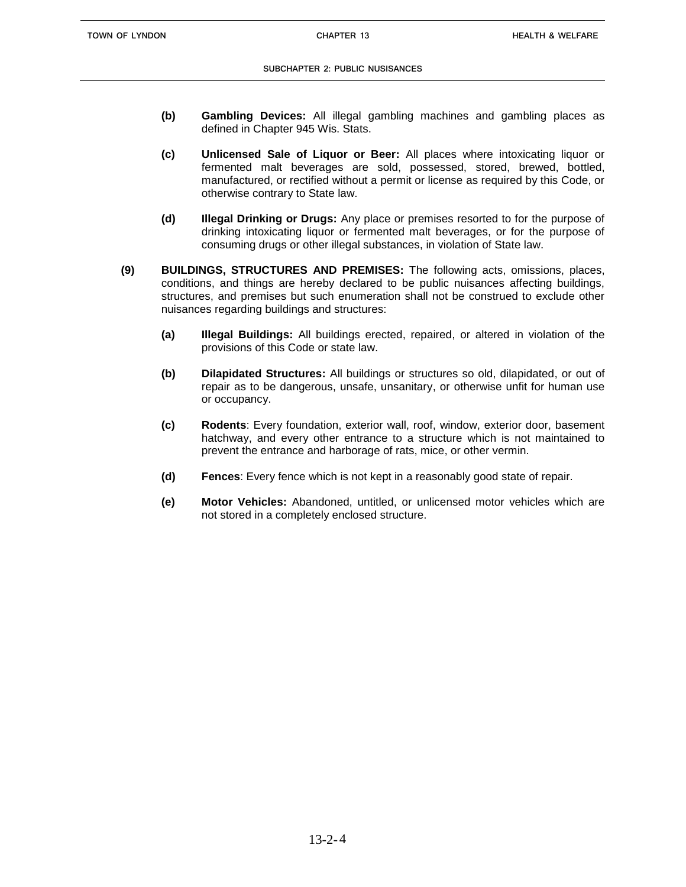**(b)** **Gambling Devices:** All illegal gambling machines and gambling places as defined in Chapter 945 Wis. Stats.

**(c)** **Unlicensed Sale of Liquor or Beer:** All places where intoxicating liquor or fermented malt beverages are sold, possessed, stored, brewed, bottled, manufactured, or rectified without a permit or license as required by this Code, or otherwise contrary to State law.

**(d)** **Illegal Drinking or Drugs:** Any place or premises resorted to for the purpose of drinking intoxicating liquor or fermented malt beverages, or for the purpose of consuming drugs or other illegal substances, in violation of State law.

**(9)** **BUILDINGS, STRUCTURES AND PREMISES:** The following acts, omissions, places, conditions, and things are hereby declared to be public nuisances affecting buildings, structures, and premises but such enumeration shall not be construed to exclude other nuisances regarding buildings and structures:

**(a)** **Illegal Buildings:** All buildings erected, repaired, or altered in violation of the provisions of this Code or state law.

**(b)** **Dilapidated Structures:** All buildings or structures so old, dilapidated, or out of repair as to be dangerous, unsafe, unsanitary, or otherwise unfit for human use or occupancy.

**(c)** **Rodents**: Every foundation, exterior wall, roof, window, exterior door, basement hatchway, and every other entrance to a structure which is not maintained to prevent the entrance and harborage of rats, mice, or other vermin.

**(d)** **Fences**: Every fence which is not kept in a reasonably good state of repair.

**(e)** **Motor Vehicles:** Abandoned, untitled, or unlicensed motor vehicles which are not stored in a completely enclosed structure.